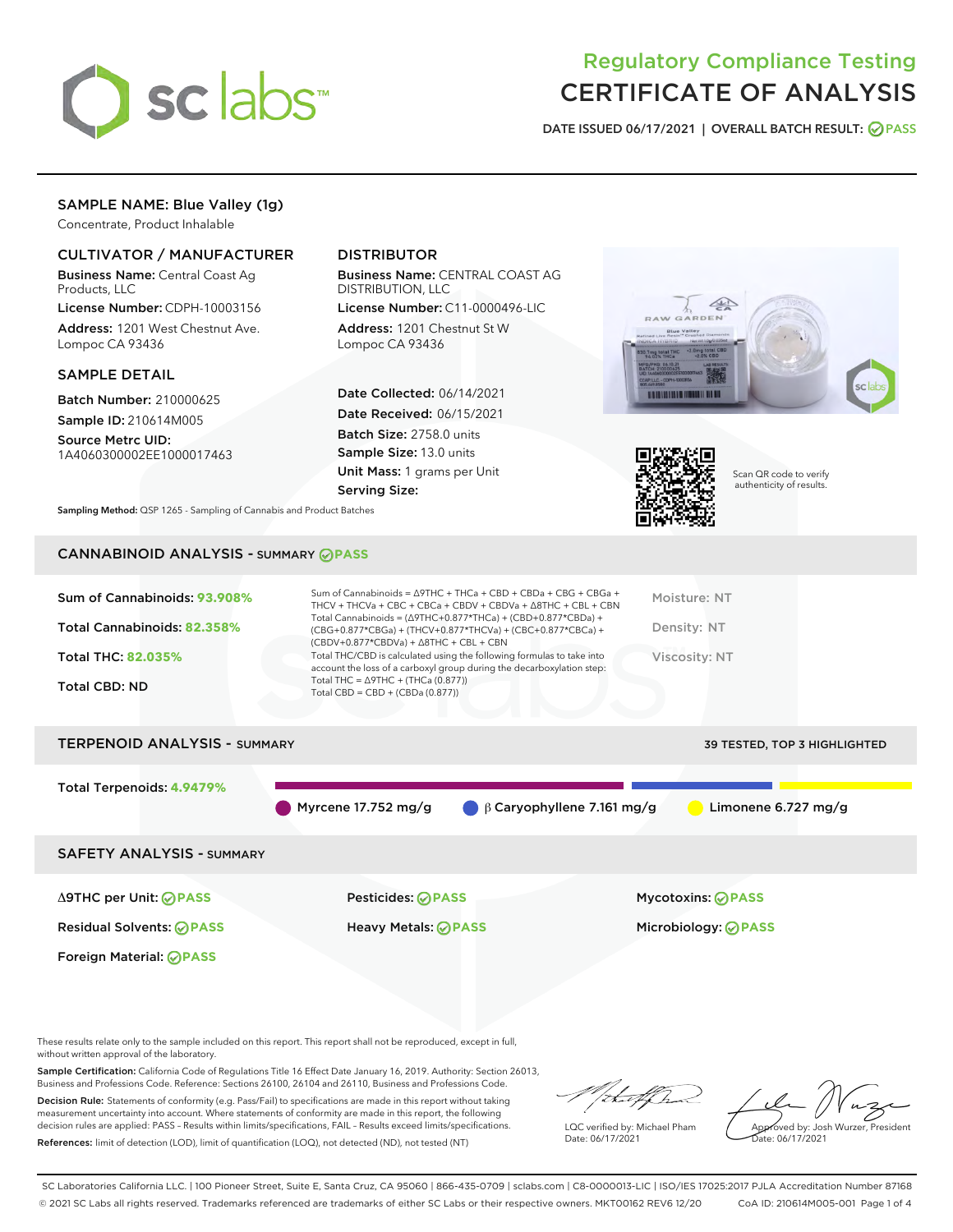# Regulatory Compliance Testing
# CERTIFICATE OF ANALYSIS

DATE ISSUED 06/17/2021 | OVERALL BATCH RESULT: PASS

## SAMPLE NAME: Blue Valley (1g)

Concentrate, Product Inhalable

### CULTIVATOR / MANUFACTURER

**Business Name:** Central Coast Ag Products, LLC

**License Number:** CDPH-10003156

**Address:** 1201 West Chestnut Ave. Lompoc CA 93436

### DISTRIBUTOR

**Business Name:** CENTRAL COAST AG DISTRIBUTION, LLC

**License Number:** C11-0000496-LIC

**Address:** 1201 Chestnut St W Lompoc CA 93436

### SAMPLE DETAIL

**Batch Number:** 210000625

**Sample ID:** 210614M005

**Source Metrc UID:** 1A4060300002EE1000017463

**Date Collected:** 06/14/2021

**Date Received:** 06/15/2021

**Batch Size:** 2758.0 units

**Sample Size:** 13.0 units

**Unit Mass:** 1 grams per Unit

**Serving Size:**

Scan QR code to verify authenticity of results.

**Sampling Method:** QSP 1265 - Sampling of Cannabis and Product Batches

## CANNABINOID ANALYSIS - SUMMARY PASS

**Sum of Cannabinoids:** 93.908%

**Total Cannabinoids:** 82.358%

**Total THC:** 82.035%

**Total CBD:** ND

Sum of Cannabinoids = Δ9THC + THCa + CBD + CBDa + CBG + CBGa + THCV + THCVa + CBC + CBCa + CBDV + CBDVa + Δ8THC + CBL + CBN

Total Cannabinoids = (Δ9THC+0.877*THCa) + (CBD+0.877*CBDa) + (CBG+0.877*CBGa) + (THCV+0.877*THCVa) + (CBC+0.877*CBCa) + (CBDV+0.877*CBDVa) + Δ8THC + CBL + CBN

Total THC/CBD is calculated using the following formulas to take into account the loss of a carboxyl group during the decarboxylation step:
Total THC = Δ9THC + (THCa (0.877))
Total CBD = CBD + (CBDa (0.877))

Moisture: NT

Density: NT

Viscosity: NT

## TERPENOID ANALYSIS - SUMMARY

39 TESTED, TOP 3 HIGHLIGHTED

**Total Terpenoids:** 4.9479%

Myrcene 17.752 mg/g | β Caryophyllene 7.161 mg/g | Limonene 6.727 mg/g

## SAFETY ANALYSIS - SUMMARY

Δ9THC per Unit: PASS

Pesticides: PASS

Mycotoxins: PASS

Residual Solvents: PASS

Heavy Metals: PASS

Microbiology: PASS

Foreign Material: PASS

These results relate only to the sample included on this report. This report shall not be reproduced, except in full, without written approval of the laboratory.

**Sample Certification:** California Code of Regulations Title 16 Effect Date January 16, 2019. Authority: Section 26013, Business and Professions Code. Reference: Sections 26100, 26104 and 26110, Business and Professions Code.

**Decision Rule:** Statements of conformity (e.g. Pass/Fail) to specifications are made in this report without taking measurement uncertainty into account. Where statements of conformity are made in this report, the following decision rules are applied: PASS - Results within limits/specifications, FAIL - Results exceed limits/specifications.

**References:** limit of detection (LOD), limit of quantification (LOQ), not detected (ND), not tested (NT)

LQC verified by: Michael Pham
Date: 06/17/2021

Approved by: Josh Wurzer, President
Date: 06/17/2021

SC Laboratories California LLC. | 100 Pioneer Street, Suite E, Santa Cruz, CA 95060 | 866-435-0709 | sclabs.com | C8-0000013-LIC | ISO/IES 17025:2017 PJLA Accreditation Number 87168
© 2021 SC Labs all rights reserved. Trademarks referenced are trademarks of either SC Labs or their respective owners. MKT00162 REV6 12/20 CoA ID: 210614M005-001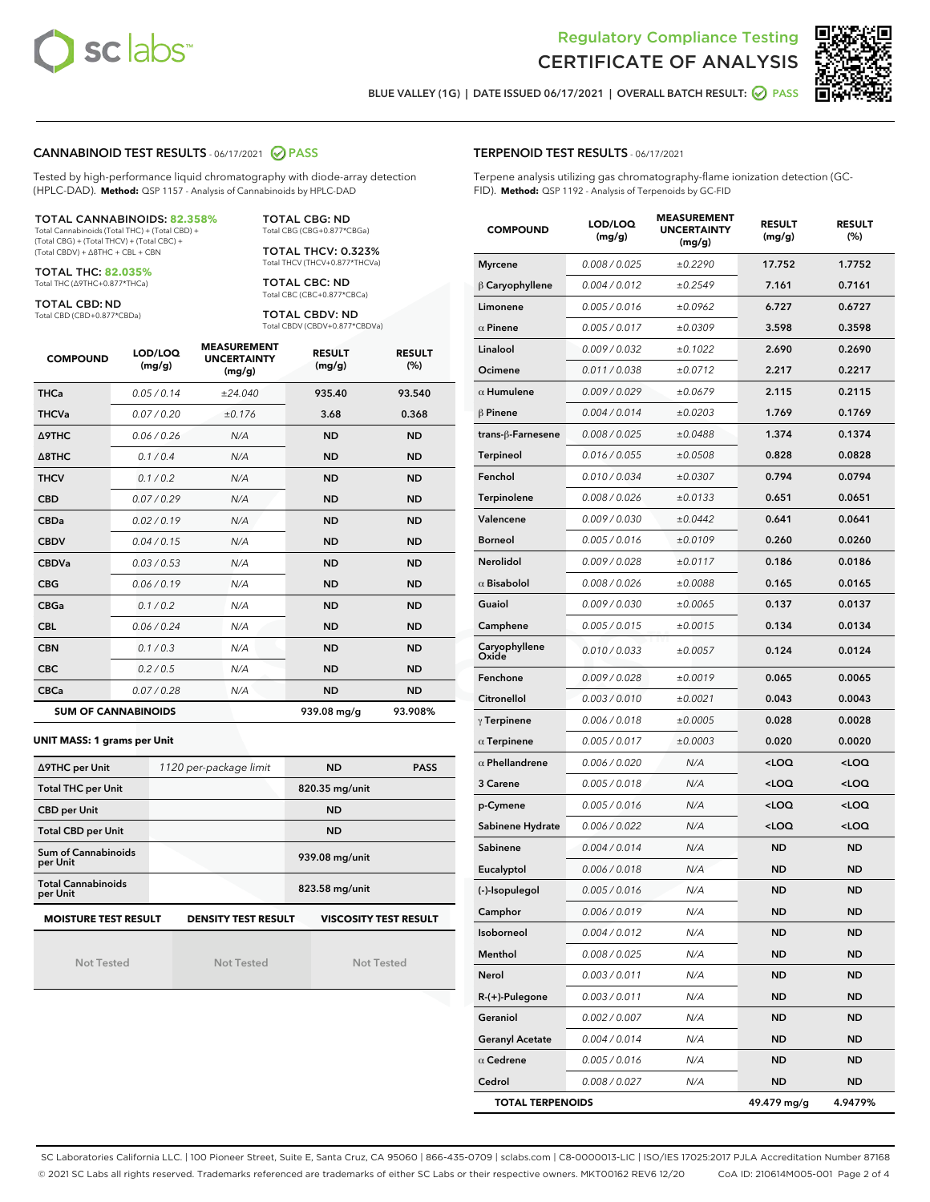Regulatory Compliance Testing
# CERTIFICATE OF ANALYSIS

BLUE VALLEY (1G) | DATE ISSUED 06/17/2021 | OVERALL BATCH RESULT: PASS

## CANNABINOID TEST RESULTS - 06/17/2021 PASS

Tested by high-performance liquid chromatography with diode-array detection (HPLC-DAD). **Method:** QSP 1157 - Analysis of Cannabinoids by HPLC-DAD

**TOTAL CANNABINOIDS: 82.358%**
Total Cannabinoids (Total THC) + (Total CBD) + (Total CBG) + (Total THCV) + (Total CBC) + (Total CBDV) + Δ8THC + CBL + CBN

**TOTAL THC: 82.035%**
Total THC (Δ9THC+0.877*THCa)

**TOTAL CBD: ND**
Total CBD (CBD+0.877*CBDa)

**TOTAL CBG: ND**
Total CBG (CBG+0.877*CBGa)

**TOTAL THCV: 0.323%**
Total THCV (THCV+0.877*THCVa)

**TOTAL CBC: ND**
Total CBC (CBC+0.877*CBCa)

**TOTAL CBDV: ND**
Total CBDV (CBDV+0.877*CBDVa)

| COMPOUND | LOD/LOQ (mg/g) | MEASUREMENT UNCERTAINTY (mg/g) | RESULT (mg/g) | RESULT (%) |
|---|---|---|---|---|
| THCa | 0.05 / 0.14 | ±24.040 | 935.40 | 93.540 |
| THCVa | 0.07 / 0.20 | ±0.176 | 3.68 | 0.368 |
| Δ9THC | 0.06 / 0.26 | N/A | ND | ND |
| Δ8THC | 0.1 / 0.4 | N/A | ND | ND |
| THCV | 0.1 / 0.2 | N/A | ND | ND |
| CBD | 0.07 / 0.29 | N/A | ND | ND |
| CBDa | 0.02 / 0.19 | N/A | ND | ND |
| CBDV | 0.04 / 0.15 | N/A | ND | ND |
| CBDVa | 0.03 / 0.53 | N/A | ND | ND |
| CBG | 0.06 / 0.19 | N/A | ND | ND |
| CBGa | 0.1 / 0.2 | N/A | ND | ND |
| CBL | 0.06 / 0.24 | N/A | ND | ND |
| CBN | 0.1 / 0.3 | N/A | ND | ND |
| CBC | 0.2 / 0.5 | N/A | ND | ND |
| CBCa | 0.07 / 0.28 | N/A | ND | ND |
| **SUM OF CANNABINOIDS** | | | 939.08 mg/g | 93.908% |

**UNIT MASS: 1 grams per Unit**

| Δ9THC per Unit | 1120 per-package limit | ND | PASS |
|---|---|---|---|
| Total THC per Unit | | 820.35 mg/unit | |
| CBD per Unit | | ND | |
| Total CBD per Unit | | ND | |
| Sum of Cannabinoids per Unit | | 939.08 mg/unit | |
| Total Cannabinoids per Unit | | 823.58 mg/unit | |

| MOISTURE TEST RESULT | DENSITY TEST RESULT | VISCOSITY TEST RESULT |
|---|---|---|
| Not Tested | Not Tested | Not Tested |

## TERPENOID TEST RESULTS - 06/17/2021

Terpene analysis utilizing gas chromatography-flame ionization detection (GC-FID). **Method:** QSP 1192 - Analysis of Terpenoids by GC-FID

| COMPOUND | LOD/LOQ (mg/g) | MEASUREMENT UNCERTAINTY (mg/g) | RESULT (mg/g) | RESULT (%) |
|---|---|---|---|---|
| Myrcene | 0.008 / 0.025 | ±0.2290 | 17.752 | 1.7752 |
| β Caryophyllene | 0.004 / 0.012 | ±0.2549 | 7.161 | 0.7161 |
| Limonene | 0.005 / 0.016 | ±0.0962 | 6.727 | 0.6727 |
| α Pinene | 0.005 / 0.017 | ±0.0309 | 3.598 | 0.3598 |
| Linalool | 0.009 / 0.032 | ±0.1022 | 2.690 | 0.2690 |
| Ocimene | 0.011 / 0.038 | ±0.0712 | 2.217 | 0.2217 |
| α Humulene | 0.009 / 0.029 | ±0.0679 | 2.115 | 0.2115 |
| β Pinene | 0.004 / 0.014 | ±0.0203 | 1.769 | 0.1769 |
| trans-β-Farnesene | 0.008 / 0.025 | ±0.0488 | 1.374 | 0.1374 |
| Terpineol | 0.016 / 0.055 | ±0.0508 | 0.828 | 0.0828 |
| Fenchol | 0.010 / 0.034 | ±0.0307 | 0.794 | 0.0794 |
| Terpinolene | 0.008 / 0.026 | ±0.0133 | 0.651 | 0.0651 |
| Valencene | 0.009 / 0.030 | ±0.0442 | 0.641 | 0.0641 |
| Borneol | 0.005 / 0.016 | ±0.0109 | 0.260 | 0.0260 |
| Nerolidol | 0.009 / 0.028 | ±0.0117 | 0.186 | 0.0186 |
| α Bisabolol | 0.008 / 0.026 | ±0.0088 | 0.165 | 0.0165 |
| Guaiol | 0.009 / 0.030 | ±0.0065 | 0.137 | 0.0137 |
| Camphene | 0.005 / 0.015 | ±0.0015 | 0.134 | 0.0134 |
| Caryophyllene Oxide | 0.010 / 0.033 | ±0.0057 | 0.124 | 0.0124 |
| Fenchone | 0.009 / 0.028 | ±0.0019 | 0.065 | 0.0065 |
| Citronellol | 0.003 / 0.010 | ±0.0021 | 0.043 | 0.0043 |
| γ Terpinene | 0.006 / 0.018 | ±0.0005 | 0.028 | 0.0028 |
| α Terpinene | 0.005 / 0.017 | ±0.0003 | 0.020 | 0.0020 |
| α Phellandrene | 0.006 / 0.020 | N/A | <LOQ | <LOQ |
| 3 Carene | 0.005 / 0.018 | N/A | <LOQ | <LOQ |
| p-Cymene | 0.005 / 0.016 | N/A | <LOQ | <LOQ |
| Sabinene Hydrate | 0.006 / 0.022 | N/A | <LOQ | <LOQ |
| Sabinene | 0.004 / 0.014 | N/A | ND | ND |
| Eucalyptol | 0.006 / 0.018 | N/A | ND | ND |
| (-)-Isopulegol | 0.005 / 0.016 | N/A | ND | ND |
| Camphor | 0.006 / 0.019 | N/A | ND | ND |
| Isoborneol | 0.004 / 0.012 | N/A | ND | ND |
| Menthol | 0.008 / 0.025 | N/A | ND | ND |
| Nerol | 0.003 / 0.011 | N/A | ND | ND |
| R-(+)-Pulegone | 0.003 / 0.011 | N/A | ND | ND |
| Geraniol | 0.002 / 0.007 | N/A | ND | ND |
| Geranyl Acetate | 0.004 / 0.014 | N/A | ND | ND |
| α Cedrene | 0.005 / 0.016 | N/A | ND | ND |
| Cedrol | 0.008 / 0.027 | N/A | ND | ND |
| **TOTAL TERPENOIDS** | | | 49.479 mg/g | 4.9479% |

SC Laboratories California LLC. | 100 Pioneer Street, Suite E, Santa Cruz, CA 95060 | 866-435-0709 | sclabs.com | C8-0000013-LIC | ISO/IES 17025:2017 PJLA Accreditation Number 87168
© 2021 SC Labs all rights reserved. Trademarks referenced are trademarks of either SC Labs or their respective owners. MKT00162 REV6 12/20 CoA ID: 210614M005-001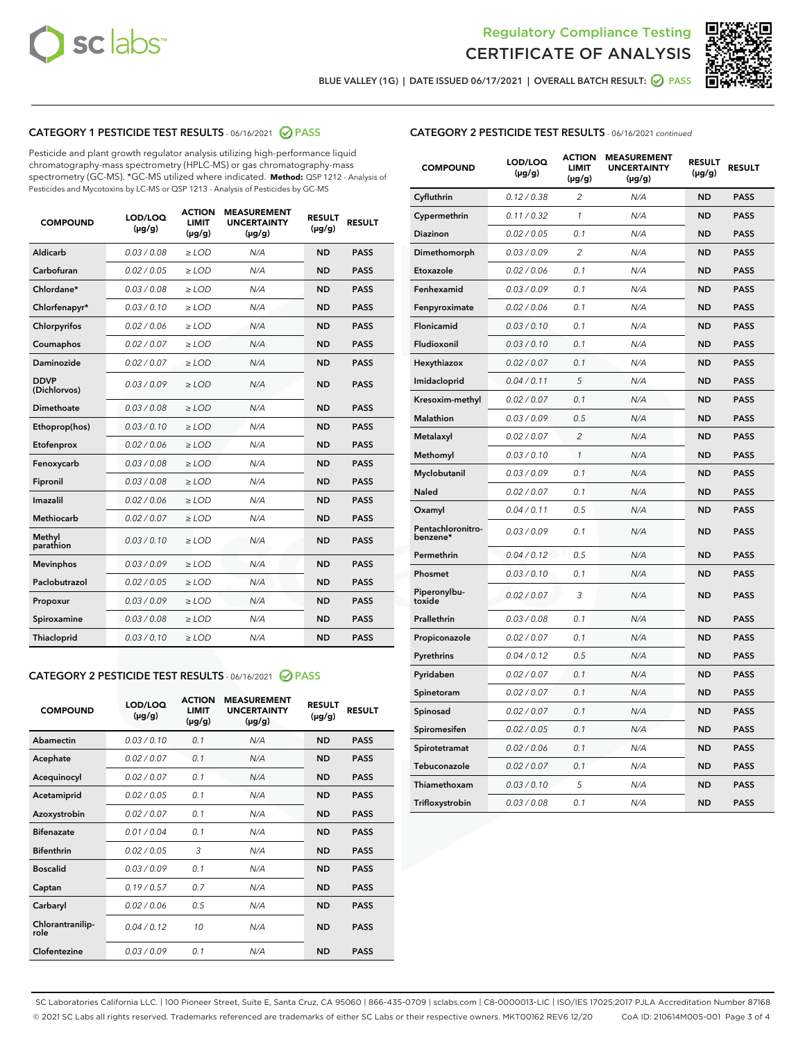Regulatory Compliance Testing

# CERTIFICATE OF ANALYSIS

BLUE VALLEY (1G) | DATE ISSUED 06/17/2021 | OVERALL BATCH RESULT: PASS

## CATEGORY 1 PESTICIDE TEST RESULTS - 06/16/2021 PASS

Pesticide and plant growth regulator analysis utilizing high-performance liquid chromatography-mass spectrometry (HPLC-MS) or gas chromatography-mass spectrometry (GC-MS). *GC-MS utilized where indicated. **Method:** QSP 1212 - Analysis of Pesticides and Mycotoxins by LC-MS or QSP 1213 - Analysis of Pesticides by GC-MS

| COMPOUND | LOD/LOQ (µg/g) | ACTION LIMIT (µg/g) | MEASUREMENT UNCERTAINTY (µg/g) | RESULT (µg/g) | RESULT |
|---|---|---|---|---|---|
| Aldicarb | 0.03 / 0.08 | ≥ LOD | N/A | ND | PASS |
| Carbofuran | 0.02 / 0.05 | ≥ LOD | N/A | ND | PASS |
| Chlordane* | 0.03 / 0.08 | ≥ LOD | N/A | ND | PASS |
| Chlorfenapyr* | 0.03 / 0.10 | ≥ LOD | N/A | ND | PASS |
| Chlorpyrifos | 0.02 / 0.06 | ≥ LOD | N/A | ND | PASS |
| Coumaphos | 0.02 / 0.07 | ≥ LOD | N/A | ND | PASS |
| Daminozide | 0.02 / 0.07 | ≥ LOD | N/A | ND | PASS |
| DDVP (Dichlorvos) | 0.03 / 0.09 | ≥ LOD | N/A | ND | PASS |
| Dimethoate | 0.03 / 0.08 | ≥ LOD | N/A | ND | PASS |
| Ethoprop(hos) | 0.03 / 0.10 | ≥ LOD | N/A | ND | PASS |
| Etofenprox | 0.02 / 0.06 | ≥ LOD | N/A | ND | PASS |
| Fenoxycarb | 0.03 / 0.08 | ≥ LOD | N/A | ND | PASS |
| Fipronil | 0.03 / 0.08 | ≥ LOD | N/A | ND | PASS |
| Imazalil | 0.02 / 0.06 | ≥ LOD | N/A | ND | PASS |
| Methiocarb | 0.02 / 0.07 | ≥ LOD | N/A | ND | PASS |
| Methyl parathion | 0.03 / 0.10 | ≥ LOD | N/A | ND | PASS |
| Mevinphos | 0.03 / 0.09 | ≥ LOD | N/A | ND | PASS |
| Paclobutrazol | 0.02 / 0.05 | ≥ LOD | N/A | ND | PASS |
| Propoxur | 0.03 / 0.09 | ≥ LOD | N/A | ND | PASS |
| Spiroxamine | 0.03 / 0.08 | ≥ LOD | N/A | ND | PASS |
| Thiacloprid | 0.03 / 0.10 | ≥ LOD | N/A | ND | PASS |

## CATEGORY 2 PESTICIDE TEST RESULTS - 06/16/2021 PASS

| COMPOUND | LOD/LOQ (µg/g) | ACTION LIMIT (µg/g) | MEASUREMENT UNCERTAINTY (µg/g) | RESULT (µg/g) | RESULT |
|---|---|---|---|---|---|
| Abamectin | 0.03 / 0.10 | 0.1 | N/A | ND | PASS |
| Acephate | 0.02 / 0.07 | 0.1 | N/A | ND | PASS |
| Acequinocyl | 0.02 / 0.07 | 0.1 | N/A | ND | PASS |
| Acetamiprid | 0.02 / 0.05 | 0.1 | N/A | ND | PASS |
| Azoxystrobin | 0.02 / 0.07 | 0.1 | N/A | ND | PASS |
| Bifenazate | 0.01 / 0.04 | 0.1 | N/A | ND | PASS |
| Bifenthrin | 0.02 / 0.05 | 3 | N/A | ND | PASS |
| Boscalid | 0.03 / 0.09 | 0.1 | N/A | ND | PASS |
| Captan | 0.19 / 0.57 | 0.7 | N/A | ND | PASS |
| Carbaryl | 0.02 / 0.06 | 0.5 | N/A | ND | PASS |
| Chlorantraniliprole | 0.04 / 0.12 | 10 | N/A | ND | PASS |
| Clofentezine | 0.03 / 0.09 | 0.1 | N/A | ND | PASS |
| Cyfluthrin | 0.12 / 0.38 | 2 | N/A | ND | PASS |
| Cypermethrin | 0.11 / 0.32 | 1 | N/A | ND | PASS |
| Diazinon | 0.02 / 0.05 | 0.1 | N/A | ND | PASS |
| Dimethomorph | 0.03 / 0.09 | 2 | N/A | ND | PASS |
| Etoxazole | 0.02 / 0.06 | 0.1 | N/A | ND | PASS |
| Fenhexamid | 0.03 / 0.09 | 0.1 | N/A | ND | PASS |
| Fenpyroximate | 0.02 / 0.06 | 0.1 | N/A | ND | PASS |
| Flonicamid | 0.03 / 0.10 | 0.1 | N/A | ND | PASS |
| Fludioxonil | 0.03 / 0.10 | 0.1 | N/A | ND | PASS |
| Hexythiazox | 0.02 / 0.07 | 0.1 | N/A | ND | PASS |
| Imidacloprid | 0.04 / 0.11 | 5 | N/A | ND | PASS |
| Kresoxim-methyl | 0.02 / 0.07 | 0.1 | N/A | ND | PASS |
| Malathion | 0.03 / 0.09 | 0.5 | N/A | ND | PASS |
| Metalaxyl | 0.02 / 0.07 | 2 | N/A | ND | PASS |
| Methomyl | 0.03 / 0.10 | 1 | N/A | ND | PASS |
| Myclobutanil | 0.03 / 0.09 | 0.1 | N/A | ND | PASS |
| Naled | 0.02 / 0.07 | 0.1 | N/A | ND | PASS |
| Oxamyl | 0.04 / 0.11 | 0.5 | N/A | ND | PASS |
| Pentachloronitrobenzene* | 0.03 / 0.09 | 0.1 | N/A | ND | PASS |
| Permethrin | 0.04 / 0.12 | 0.5 | N/A | ND | PASS |
| Phosmet | 0.03 / 0.10 | 0.1 | N/A | ND | PASS |
| Piperonylbutoxide | 0.02 / 0.07 | 3 | N/A | ND | PASS |
| Prallethrin | 0.03 / 0.08 | 0.1 | N/A | ND | PASS |
| Propiconazole | 0.02 / 0.07 | 0.1 | N/A | ND | PASS |
| Pyrethrins | 0.04 / 0.12 | 0.5 | N/A | ND | PASS |
| Pyridaben | 0.02 / 0.07 | 0.1 | N/A | ND | PASS |
| Spinetoram | 0.02 / 0.07 | 0.1 | N/A | ND | PASS |
| Spinosad | 0.02 / 0.07 | 0.1 | N/A | ND | PASS |
| Spiromesifen | 0.02 / 0.05 | 0.1 | N/A | ND | PASS |
| Spirotetramat | 0.02 / 0.06 | 0.1 | N/A | ND | PASS |
| Tebuconazole | 0.02 / 0.07 | 0.1 | N/A | ND | PASS |
| Thiamethoxam | 0.03 / 0.10 | 5 | N/A | ND | PASS |
| Trifloxystrobin | 0.03 / 0.08 | 0.1 | N/A | ND | PASS |

SC Laboratories California LLC. | 100 Pioneer Street, Suite E, Santa Cruz, CA 95060 | 866-435-0709 | sclabs.com | C8-0000013-LIC | ISO/IES 17025:2017 PJLA Accreditation Number 87168
© 2021 SC Labs all rights reserved. Trademarks referenced are trademarks of either SC Labs or their respective owners. MKT00162 REV6 12/20 CoA ID: 210614M005-001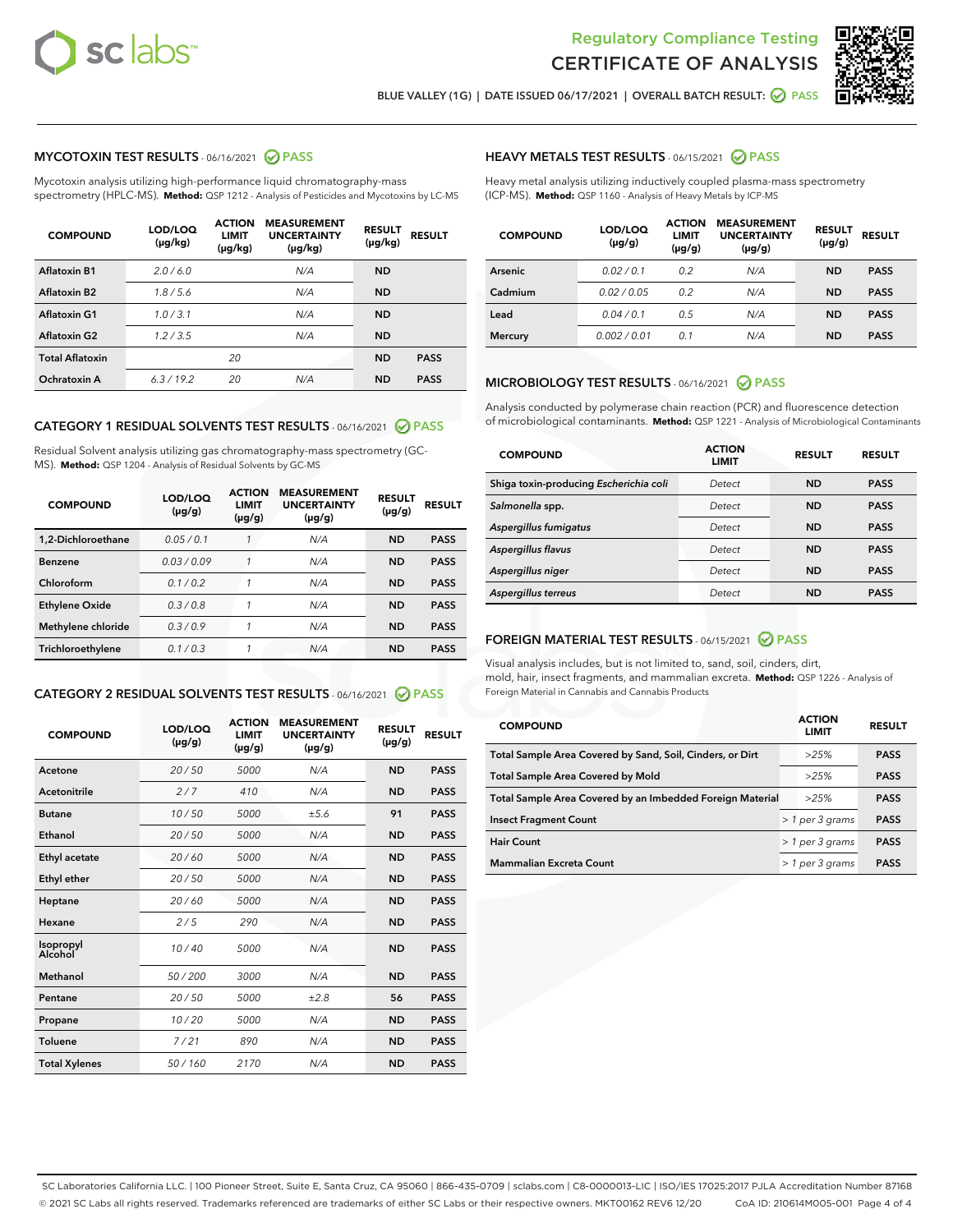Regulatory Compliance Testing
# CERTIFICATE OF ANALYSIS

BLUE VALLEY (1G) | DATE ISSUED 06/17/2021 | OVERALL BATCH RESULT: PASS

## MYCOTOXIN TEST RESULTS - 06/16/2021 PASS

Mycotoxin analysis utilizing high-performance liquid chromatography-mass spectrometry (HPLC-MS). **Method:** QSP 1212 - Analysis of Pesticides and Mycotoxins by LC-MS

| COMPOUND | LOD/LOQ (µg/kg) | ACTION LIMIT (µg/kg) | MEASUREMENT UNCERTAINTY (µg/kg) | RESULT (µg/kg) | RESULT |
|---|---|---|---|---|---|
| Aflatoxin B1 | 2.0 / 6.0 | | N/A | ND | |
| Aflatoxin B2 | 1.8 / 5.6 | | N/A | ND | |
| Aflatoxin G1 | 1.0 / 3.1 | | N/A | ND | |
| Aflatoxin G2 | 1.2 / 3.5 | | N/A | ND | |
| Total Aflatoxin | | 20 | | ND | PASS |
| Ochratoxin A | 6.3 / 19.2 | 20 | N/A | ND | PASS |

## CATEGORY 1 RESIDUAL SOLVENTS TEST RESULTS - 06/16/2021 PASS

Residual Solvent analysis utilizing gas chromatography-mass spectrometry (GC-MS). **Method:** QSP 1204 - Analysis of Residual Solvents by GC-MS

| COMPOUND | LOD/LOQ (µg/g) | ACTION LIMIT (µg/g) | MEASUREMENT UNCERTAINTY (µg/g) | RESULT (µg/g) | RESULT |
|---|---|---|---|---|---|
| 1,2-Dichloroethane | 0.05 / 0.1 | 1 | N/A | ND | PASS |
| Benzene | 0.03 / 0.09 | 1 | N/A | ND | PASS |
| Chloroform | 0.1 / 0.2 | 1 | N/A | ND | PASS |
| Ethylene Oxide | 0.3 / 0.8 | 1 | N/A | ND | PASS |
| Methylene chloride | 0.3 / 0.9 | 1 | N/A | ND | PASS |
| Trichloroethylene | 0.1 / 0.3 | 1 | N/A | ND | PASS |

## CATEGORY 2 RESIDUAL SOLVENTS TEST RESULTS - 06/16/2021 PASS

| COMPOUND | LOD/LOQ (µg/g) | ACTION LIMIT (µg/g) | MEASUREMENT UNCERTAINTY (µg/g) | RESULT (µg/g) | RESULT |
|---|---|---|---|---|---|
| Acetone | 20 / 50 | 5000 | N/A | ND | PASS |
| Acetonitrile | 2 / 7 | 410 | N/A | ND | PASS |
| Butane | 10 / 50 | 5000 | ±5.6 | 91 | PASS |
| Ethanol | 20 / 50 | 5000 | N/A | ND | PASS |
| Ethyl acetate | 20 / 60 | 5000 | N/A | ND | PASS |
| Ethyl ether | 20 / 50 | 5000 | N/A | ND | PASS |
| Heptane | 20 / 60 | 5000 | N/A | ND | PASS |
| Hexane | 2 / 5 | 290 | N/A | ND | PASS |
| Isopropyl Alcohol | 10 / 40 | 5000 | N/A | ND | PASS |
| Methanol | 50 / 200 | 3000 | N/A | ND | PASS |
| Pentane | 20 / 50 | 5000 | ±2.8 | 56 | PASS |
| Propane | 10 / 20 | 5000 | N/A | ND | PASS |
| Toluene | 7 / 21 | 890 | N/A | ND | PASS |
| Total Xylenes | 50 / 160 | 2170 | N/A | ND | PASS |

## HEAVY METALS TEST RESULTS - 06/15/2021 PASS

Heavy metal analysis utilizing inductively coupled plasma-mass spectrometry (ICP-MS). **Method:** QSP 1160 - Analysis of Heavy Metals by ICP-MS

| COMPOUND | LOD/LOQ (µg/g) | ACTION LIMIT (µg/g) | MEASUREMENT UNCERTAINTY (µg/g) | RESULT (µg/g) | RESULT |
|---|---|---|---|---|---|
| Arsenic | 0.02 / 0.1 | 0.2 | N/A | ND | PASS |
| Cadmium | 0.02 / 0.05 | 0.2 | N/A | ND | PASS |
| Lead | 0.04 / 0.1 | 0.5 | N/A | ND | PASS |
| Mercury | 0.002 / 0.01 | 0.1 | N/A | ND | PASS |

## MICROBIOLOGY TEST RESULTS - 06/16/2021 PASS

Analysis conducted by polymerase chain reaction (PCR) and fluorescence detection of microbiological contaminants. **Method:** QSP 1221 - Analysis of Microbiological Contaminants

| COMPOUND | ACTION LIMIT | RESULT | RESULT |
|---|---|---|---|
| Shiga toxin-producing *Escherichia coli* | Detect | ND | PASS |
| *Salmonella* spp. | Detect | ND | PASS |
| *Aspergillus fumigatus* | Detect | ND | PASS |
| *Aspergillus flavus* | Detect | ND | PASS |
| *Aspergillus niger* | Detect | ND | PASS |
| *Aspergillus terreus* | Detect | ND | PASS |

## FOREIGN MATERIAL TEST RESULTS - 06/15/2021 PASS

Visual analysis includes, but is not limited to, sand, soil, cinders, dirt, mold, hair, insect fragments, and mammalian excreta. **Method:** QSP 1226 - Analysis of Foreign Material in Cannabis and Cannabis Products

| COMPOUND | ACTION LIMIT | RESULT |
|---|---|---|
| Total Sample Area Covered by Sand, Soil, Cinders, or Dirt | >25% | PASS |
| Total Sample Area Covered by Mold | >25% | PASS |
| Total Sample Area Covered by an Imbedded Foreign Material | >25% | PASS |
| Insect Fragment Count | > 1 per 3 grams | PASS |
| Hair Count | > 1 per 3 grams | PASS |
| Mammalian Excreta Count | > 1 per 3 grams | PASS |

SC Laboratories California LLC. | 100 Pioneer Street, Suite E, Santa Cruz, CA 95060 | 866-435-0709 | sclabs.com | C8-0000013-LIC | ISO/IES 17025:2017 PJLA Accreditation Number 87168
© 2021 SC Labs all rights reserved. Trademarks referenced are trademarks of either SC Labs or their respective owners. MKT00162 REV6 12/20 CoA ID: 210614M005-001